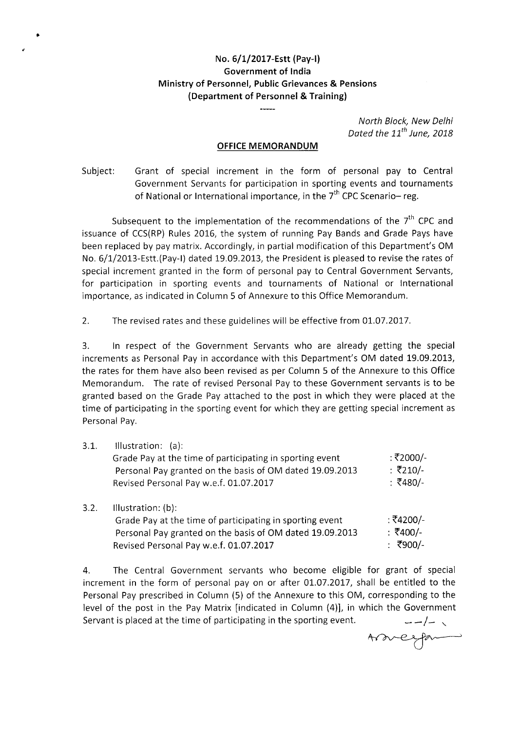**No. 6/1/2017-Estt (Pay-I)**
**Government of India**
**Ministry of Personnel, Public Grievances & Pensions**
**(Department of Personnel & Training)**

-----

*North Block, New Delhi*
*Dated the 11th June, 2018*

**OFFICE MEMORANDUM**

Subject: Grant of special increment in the form of personal pay to Central Government Servants for participation in sporting events and tournaments of National or International importance, in the 7th CPC Scenario– reg.

Subsequent to the implementation of the recommendations of the 7th CPC and issuance of CCS(RP) Rules 2016, the system of running Pay Bands and Grade Pays have been replaced by pay matrix. Accordingly, in partial modification of this Department's OM No. 6/1/2013-Estt.(Pay-I) dated 19.09.2013, the President is pleased to revise the rates of special increment granted in the form of personal pay to Central Government Servants, for participation in sporting events and tournaments of National or International importance, as indicated in Column 5 of Annexure to this Office Memorandum.

2. The revised rates and these guidelines will be effective from 01.07.2017.

3. In respect of the Government Servants who are already getting the special increments as Personal Pay in accordance with this Department's OM dated 19.09.2013, the rates for them have also been revised as per Column 5 of the Annexure to this Office Memorandum. The rate of revised Personal Pay to these Government servants is to be granted based on the Grade Pay attached to the post in which they were placed at the time of participating in the sporting event for which they are getting special increment as Personal Pay.

3.1. Illustration: (a):

| | |
|---|---|
| Grade Pay at the time of participating in sporting event | : ₹2000/- |
| Personal Pay granted on the basis of OM dated 19.09.2013 | : ₹210/- |
| Revised Personal Pay w.e.f. 01.07.2017 | : ₹480/- |

3.2. Illustration: (b):

| | |
|---|---|
| Grade Pay at the time of participating in sporting event | : ₹4200/- |
| Personal Pay granted on the basis of OM dated 19.09.2013 | : ₹400/- |
| Revised Personal Pay w.e.f. 01.07.2017 | : ₹900/- |

4. The Central Government servants who become eligible for grant of special increment in the form of personal pay on or after 01.07.2017, shall be entitled to the Personal Pay prescribed in Column (5) of the Annexure to this OM, corresponding to the level of the post in the Pay Matrix [indicated in Column (4)], in which the Government Servant is placed at the time of participating in the sporting event.

--/--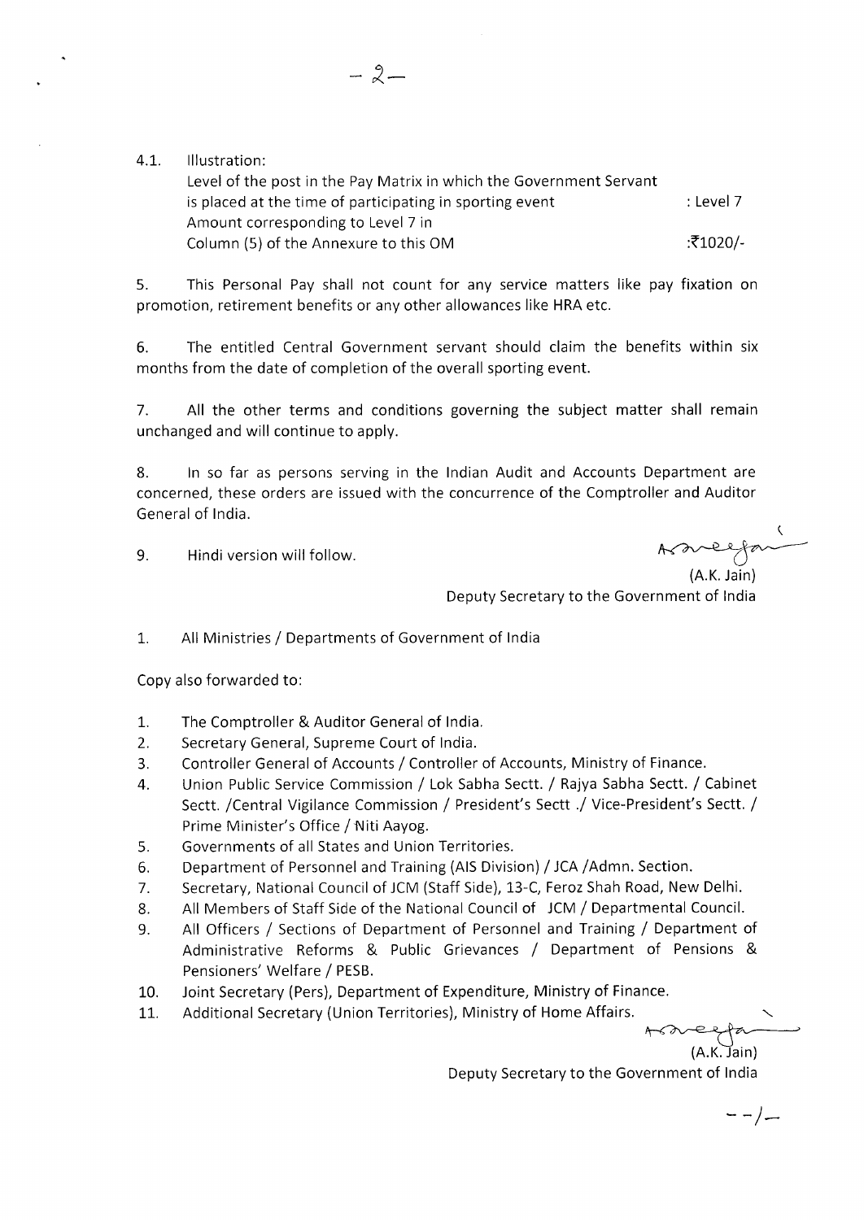4.1. Illustration:

| | |
|---|---|
| Level of the post in the Pay Matrix in which the Government Servant is placed at the time of participating in sporting event | : Level 7 |
| Amount corresponding to Level 7 in Column (5) of the Annexure to this OM | :₹1020/- |

5. This Personal Pay shall not count for any service matters like pay fixation on promotion, retirement benefits or any other allowances like HRA etc.

6. The entitled Central Government servant should claim the benefits within six months from the date of completion of the overall sporting event.

7. All the other terms and conditions governing the subject matter shall remain unchanged and will continue to apply.

8. In so far as persons serving in the Indian Audit and Accounts Department are concerned, these orders are issued with the concurrence of the Comptroller and Auditor General of India.

9. Hindi version will follow.

(A.K. Jain)
Deputy Secretary to the Government of India

1. All Ministries / Departments of Government of India

Copy also forwarded to:

1. The Comptroller & Auditor General of India.
2. Secretary General, Supreme Court of India.
3. Controller General of Accounts / Controller of Accounts, Ministry of Finance.
4. Union Public Service Commission / Lok Sabha Sectt. / Rajya Sabha Sectt. / Cabinet Sectt. /Central Vigilance Commission / President's Sectt ./ Vice-President's Sectt. / Prime Minister's Office / Niti Aayog.
5. Governments of all States and Union Territories.
6. Department of Personnel and Training (AIS Division) / JCA /Admn. Section.
7. Secretary, National Council of JCM (Staff Side), 13-C, Feroz Shah Road, New Delhi.
8. All Members of Staff Side of the National Council of JCM / Departmental Council.
9. All Officers / Sections of Department of Personnel and Training / Department of Administrative Reforms & Public Grievances / Department of Pensions & Pensioners' Welfare / PESB.
10. Joint Secretary (Pers), Department of Expenditure, Ministry of Finance.
11. Additional Secretary (Union Territories), Ministry of Home Affairs.

(A.K. Jain)
Deputy Secretary to the Government of India

--/--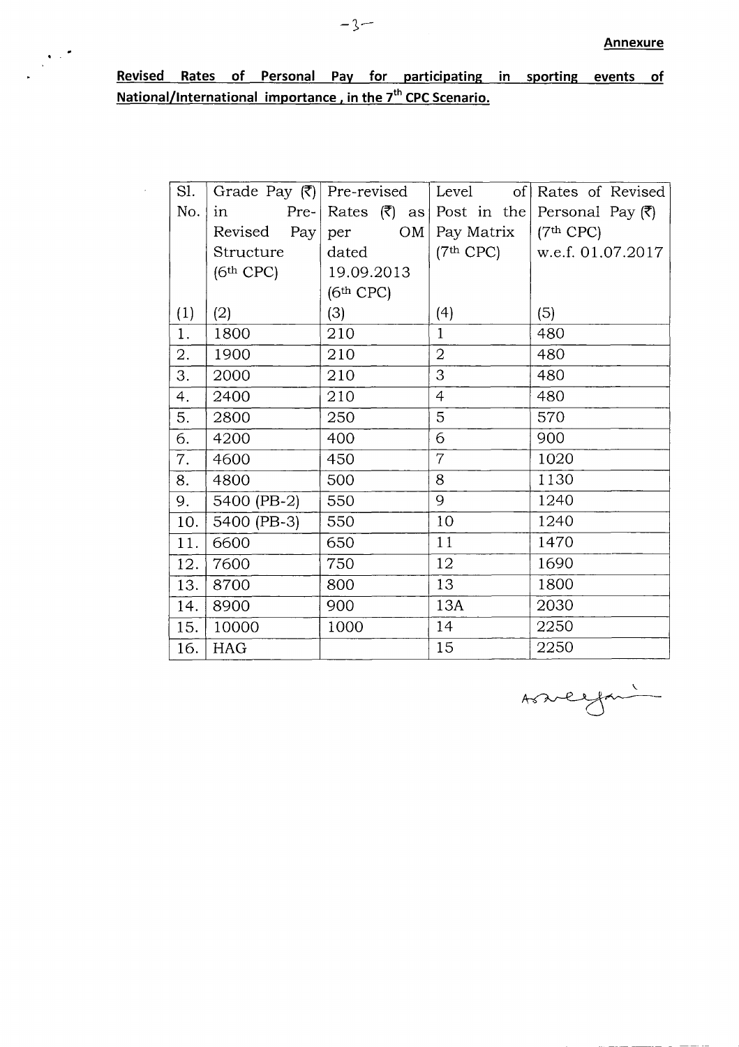**Annexure**

**Revised Rates of Personal Pay for participating in sporting events of National/International importance, in the 7th CPC Scenario.**

| Sl. No. | Grade Pay (₹) in Pre-Revised Pay Structure (6th CPC) | Pre-revised Rates (₹) as per OM dated 19.09.2013 (6th CPC) | Level of Post in the Pay Matrix (7th CPC) | Rates of Revised Personal Pay (₹) (7th CPC) w.e.f. 01.07.2017 |
|---|---|---|---|---|
| (1) | (2) | (3) | (4) | (5) |
| 1. | 1800 | 210 | 1 | 480 |
| 2. | 1900 | 210 | 2 | 480 |
| 3. | 2000 | 210 | 3 | 480 |
| 4. | 2400 | 210 | 4 | 480 |
| 5. | 2800 | 250 | 5 | 570 |
| 6. | 4200 | 400 | 6 | 900 |
| 7. | 4600 | 450 | 7 | 1020 |
| 8. | 4800 | 500 | 8 | 1130 |
| 9. | 5400 (PB-2) | 550 | 9 | 1240 |
| 10. | 5400 (PB-3) | 550 | 10 | 1240 |
| 11. | 6600 | 650 | 11 | 1470 |
| 12. | 7600 | 750 | 12 | 1690 |
| 13. | 8700 | 800 | 13 | 1800 |
| 14. | 8900 | 900 | 13A | 2030 |
| 15. | 10000 | 1000 | 14 | 2250 |
| 16. | HAG | | 15 | 2250 |